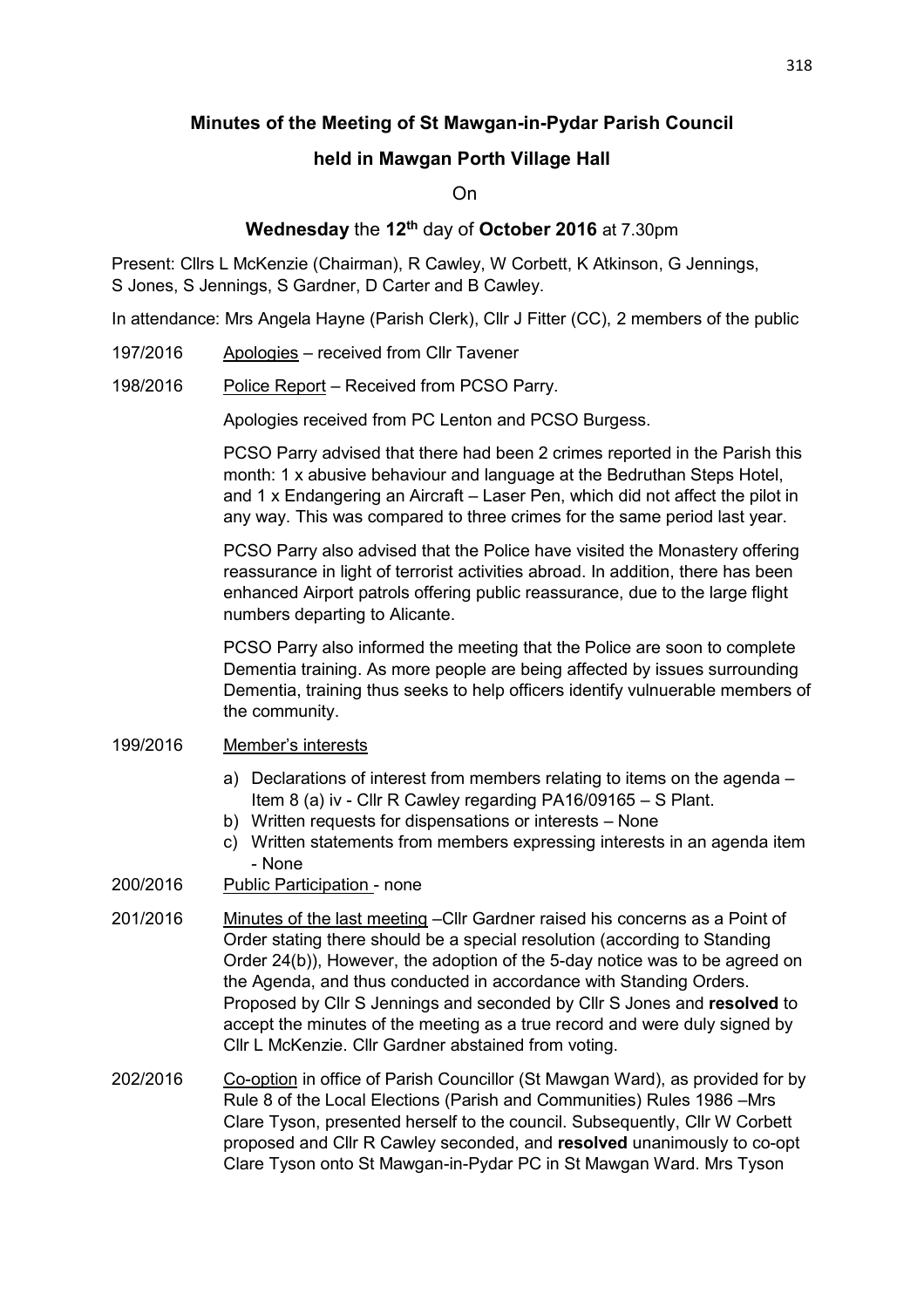**Minutes of the Meeting of St Mawgan-in-Pydar Parish Council**

**held in Mawgan Porth Village Hall**

On

**Wednesday** the **12th** day of **October 2016** at 7.30pm

Present: Cllrs L McKenzie (Chairman), R Cawley, W Corbett, K Atkinson, G Jennings, S Jones, S Jennings, S Gardner, D Carter and B Cawley.

In attendance: Mrs Angela Hayne (Parish Clerk), Cllr J Fitter (CC), 2 members of the public

197/2016 Apologies – received from Cllr Tavener

198/2016 Police Report – Received from PCSO Parry.

Apologies received from PC Lenton and PCSO Burgess.

PCSO Parry advised that there had been 2 crimes reported in the Parish this month: 1 x abusive behaviour and language at the Bedruthan Steps Hotel, and 1 x Endangering an Aircraft – Laser Pen, which did not affect the pilot in any way. This was compared to three crimes for the same period last year.

PCSO Parry also advised that the Police have visited the Monastery offering reassurance in light of terrorist activities abroad. In addition, there has been enhanced Airport patrols offering public reassurance, due to the large flight numbers departing to Alicante.

PCSO Parry also informed the meeting that the Police are soon to complete Dementia training. As more people are being affected by issues surrounding Dementia, training thus seeks to help officers identify vulnuerable members of the community.

199/2016 Member's interests

a) Declarations of interest from members relating to items on the agenda – Item 8 (a) iv - Cllr R Cawley regarding PA16/09165 – S Plant.
b) Written requests for dispensations or interests – None
c) Written statements from members expressing interests in an agenda item - None

200/2016 Public Participation - none

201/2016 Minutes of the last meeting –Cllr Gardner raised his concerns as a Point of Order stating there should be a special resolution (according to Standing Order 24(b)), However, the adoption of the 5-day notice was to be agreed on the Agenda, and thus conducted in accordance with Standing Orders. Proposed by Cllr S Jennings and seconded by Cllr S Jones and **resolved** to accept the minutes of the meeting as a true record and were duly signed by Cllr L McKenzie. Cllr Gardner abstained from voting.

202/2016 Co-option in office of Parish Councillor (St Mawgan Ward), as provided for by Rule 8 of the Local Elections (Parish and Communities) Rules 1986 –Mrs Clare Tyson, presented herself to the council. Subsequently, Cllr W Corbett proposed and Cllr R Cawley seconded, and **resolved** unanimously to co-opt Clare Tyson onto St Mawgan-in-Pydar PC in St Mawgan Ward. Mrs Tyson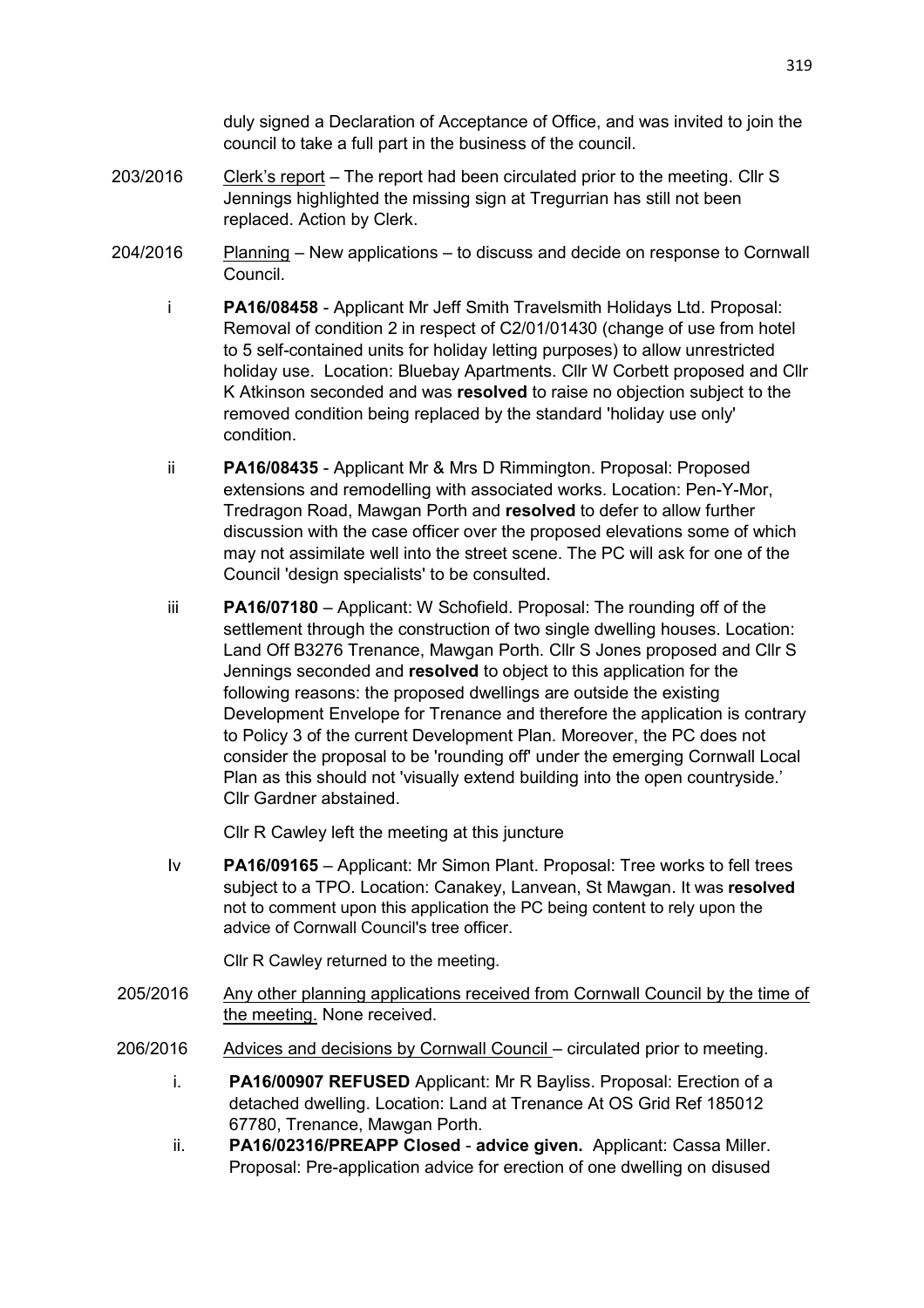duly signed a Declaration of Acceptance of Office, and was invited to join the council to take a full part in the business of the council.

203/2016 Clerk's report – The report had been circulated prior to the meeting. Cllr S Jennings highlighted the missing sign at Tregurrian has still not been replaced. Action by Clerk.

204/2016 Planning – New applications – to discuss and decide on response to Cornwall Council.

i **PA16/08458** - Applicant Mr Jeff Smith Travelsmith Holidays Ltd. Proposal: Removal of condition 2 in respect of C2/01/01430 (change of use from hotel to 5 self-contained units for holiday letting purposes) to allow unrestricted holiday use. Location: Bluebay Apartments. Cllr W Corbett proposed and Cllr K Atkinson seconded and was **resolved** to raise no objection subject to the removed condition being replaced by the standard 'holiday use only' condition.

ii **PA16/08435** - Applicant Mr & Mrs D Rimmington. Proposal: Proposed extensions and remodelling with associated works. Location: Pen-Y-Mor, Tredragon Road, Mawgan Porth and **resolved** to defer to allow further discussion with the case officer over the proposed elevations some of which may not assimilate well into the street scene. The PC will ask for one of the Council 'design specialists' to be consulted.

iii **PA16/07180** – Applicant: W Schofield. Proposal: The rounding off of the settlement through the construction of two single dwelling houses. Location: Land Off B3276 Trenance, Mawgan Porth. Cllr S Jones proposed and Cllr S Jennings seconded and **resolved** to object to this application for the following reasons: the proposed dwellings are outside the existing Development Envelope for Trenance and therefore the application is contrary to Policy 3 of the current Development Plan. Moreover, the PC does not consider the proposal to be 'rounding off' under the emerging Cornwall Local Plan as this should not 'visually extend building into the open countryside.' Cllr Gardner abstained.

Cllr R Cawley left the meeting at this juncture

Iv **PA16/09165** – Applicant: Mr Simon Plant. Proposal: Tree works to fell trees subject to a TPO. Location: Canakey, Lanvean, St Mawgan. It was **resolved** not to comment upon this application the PC being content to rely upon the advice of Cornwall Council's tree officer.

Cllr R Cawley returned to the meeting.

205/2016 Any other planning applications received from Cornwall Council by the time of the meeting. None received.

206/2016 Advices and decisions by Cornwall Council – circulated prior to meeting.

i. **PA16/00907 REFUSED** Applicant: Mr R Bayliss. Proposal: Erection of a detached dwelling. Location: Land at Trenance At OS Grid Ref 185012 67780, Trenance, Mawgan Porth.

ii. **PA16/02316/PREAPP Closed** - **advice given.** Applicant: Cassa Miller. Proposal: Pre-application advice for erection of one dwelling on disused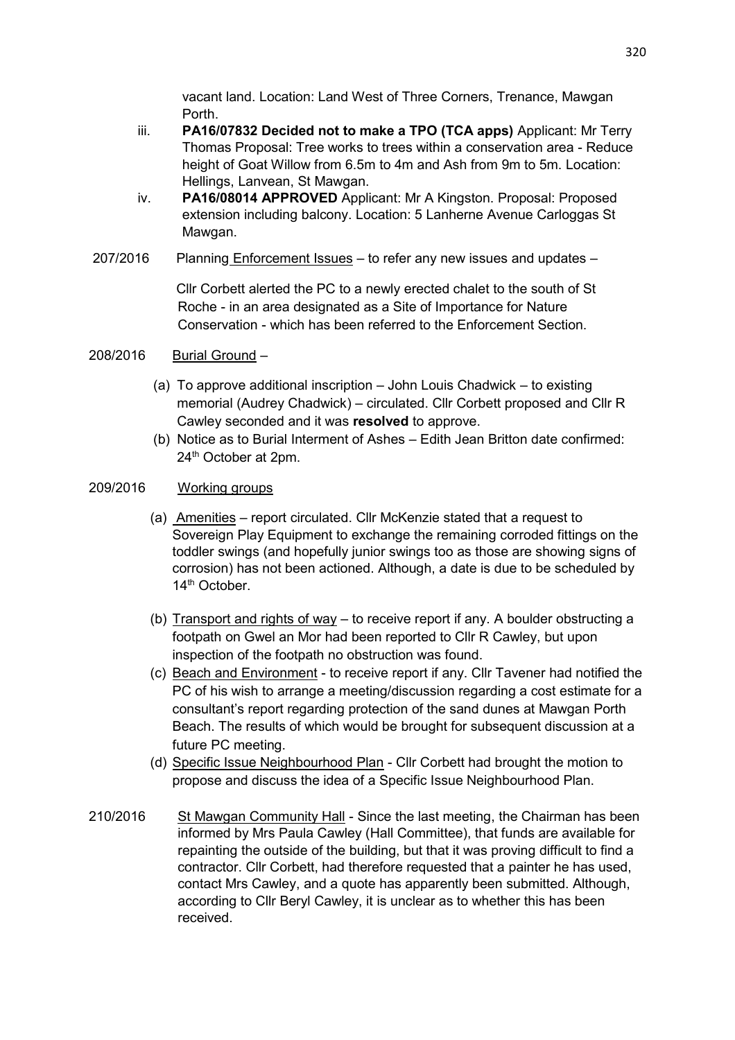vacant land. Location: Land West of Three Corners, Trenance, Mawgan Porth.

iii. **PA16/07832 Decided not to make a TPO (TCA apps)** Applicant: Mr Terry Thomas Proposal: Tree works to trees within a conservation area - Reduce height of Goat Willow from 6.5m to 4m and Ash from 9m to 5m. Location: Hellings, Lanvean, St Mawgan.

iv. **PA16/08014 APPROVED** Applicant: Mr A Kingston. Proposal: Proposed extension including balcony. Location: 5 Lanherne Avenue Carloggas St Mawgan.

207/2016 Planning Enforcement Issues – to refer any new issues and updates –

Cllr Corbett alerted the PC to a newly erected chalet to the south of St Roche - in an area designated as a Site of Importance for Nature Conservation - which has been referred to the Enforcement Section.

208/2016 Burial Ground –

(a) To approve additional inscription – John Louis Chadwick – to existing memorial (Audrey Chadwick) – circulated. Cllr Corbett proposed and Cllr R Cawley seconded and it was **resolved** to approve.

(b) Notice as to Burial Interment of Ashes – Edith Jean Britton date confirmed: 24th October at 2pm.

209/2016 Working groups

(a) Amenities – report circulated. Cllr McKenzie stated that a request to Sovereign Play Equipment to exchange the remaining corroded fittings on the toddler swings (and hopefully junior swings too as those are showing signs of corrosion) has not been actioned. Although, a date is due to be scheduled by 14th October.

(b) Transport and rights of way – to receive report if any. A boulder obstructing a footpath on Gwel an Mor had been reported to Cllr R Cawley, but upon inspection of the footpath no obstruction was found.

(c) Beach and Environment - to receive report if any. Cllr Tavener had notified the PC of his wish to arrange a meeting/discussion regarding a cost estimate for a consultant's report regarding protection of the sand dunes at Mawgan Porth Beach. The results of which would be brought for subsequent discussion at a future PC meeting.

(d) Specific Issue Neighbourhood Plan - Cllr Corbett had brought the motion to propose and discuss the idea of a Specific Issue Neighbourhood Plan.

210/2016 St Mawgan Community Hall - Since the last meeting, the Chairman has been informed by Mrs Paula Cawley (Hall Committee), that funds are available for repainting the outside of the building, but that it was proving difficult to find a contractor. Cllr Corbett, had therefore requested that a painter he has used, contact Mrs Cawley, and a quote has apparently been submitted. Although, according to Cllr Beryl Cawley, it is unclear as to whether this has been received.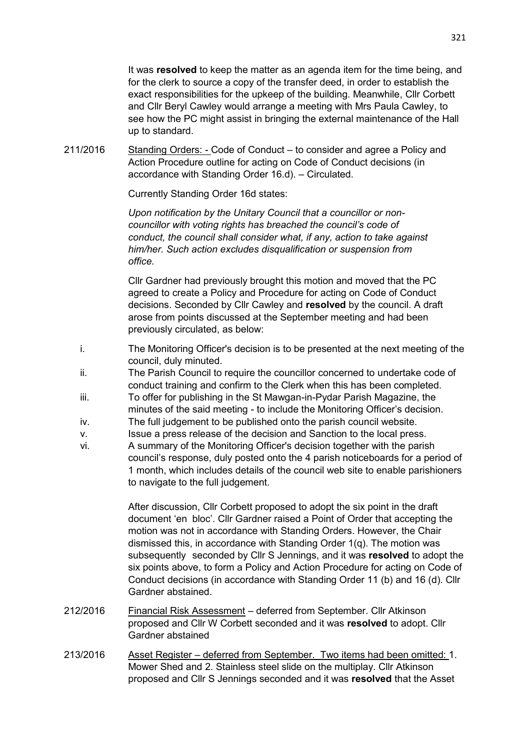It was **resolved** to keep the matter as an agenda item for the time being, and for the clerk to source a copy of the transfer deed, in order to establish the exact responsibilities for the upkeep of the building. Meanwhile, Cllr Corbett and Cllr Beryl Cawley would arrange a meeting with Mrs Paula Cawley, to see how the PC might assist in bringing the external maintenance of the Hall up to standard.

211/2016 Standing Orders: - Code of Conduct – to consider and agree a Policy and Action Procedure outline for acting on Code of Conduct decisions (in accordance with Standing Order 16.d). – Circulated.

Currently Standing Order 16d states:

*Upon notification by the Unitary Council that a councillor or non-councillor with voting rights has breached the council's code of conduct, the council shall consider what, if any, action to take against him/her. Such action excludes disqualification or suspension from office.*

Cllr Gardner had previously brought this motion and moved that the PC agreed to create a Policy and Procedure for acting on Code of Conduct decisions. Seconded by Cllr Cawley and **resolved** by the council. A draft arose from points discussed at the September meeting and had been previously circulated, as below:

i. The Monitoring Officer's decision is to be presented at the next meeting of the council, duly minuted.
ii. The Parish Council to require the councillor concerned to undertake code of conduct training and confirm to the Clerk when this has been completed.
iii. To offer for publishing in the St Mawgan-in-Pydar Parish Magazine, the minutes of the said meeting - to include the Monitoring Officer's decision.
iv. The full judgement to be published onto the parish council website.
v. Issue a press release of the decision and Sanction to the local press.
vi. A summary of the Monitoring Officer's decision together with the parish council's response, duly posted onto the 4 parish noticeboards for a period of 1 month, which includes details of the council web site to enable parishioners to navigate to the full judgement.

After discussion, Cllr Corbett proposed to adopt the six point in the draft document 'en bloc'. Cllr Gardner raised a Point of Order that accepting the motion was not in accordance with Standing Orders. However, the Chair dismissed this, in accordance with Standing Order 1(q). The motion was subsequently seconded by Cllr S Jennings, and it was **resolved** to adopt the six points above, to form a Policy and Action Procedure for acting on Code of Conduct decisions (in accordance with Standing Order 11 (b) and 16 (d). Cllr Gardner abstained.

212/2016 Financial Risk Assessment – deferred from September. Cllr Atkinson proposed and Cllr W Corbett seconded and it was **resolved** to adopt. Cllr Gardner abstained

213/2016 Asset Register – deferred from September. Two items had been omitted: 1. Mower Shed and 2. Stainless steel slide on the multiplay. Cllr Atkinson proposed and Cllr S Jennings seconded and it was **resolved** that the Asset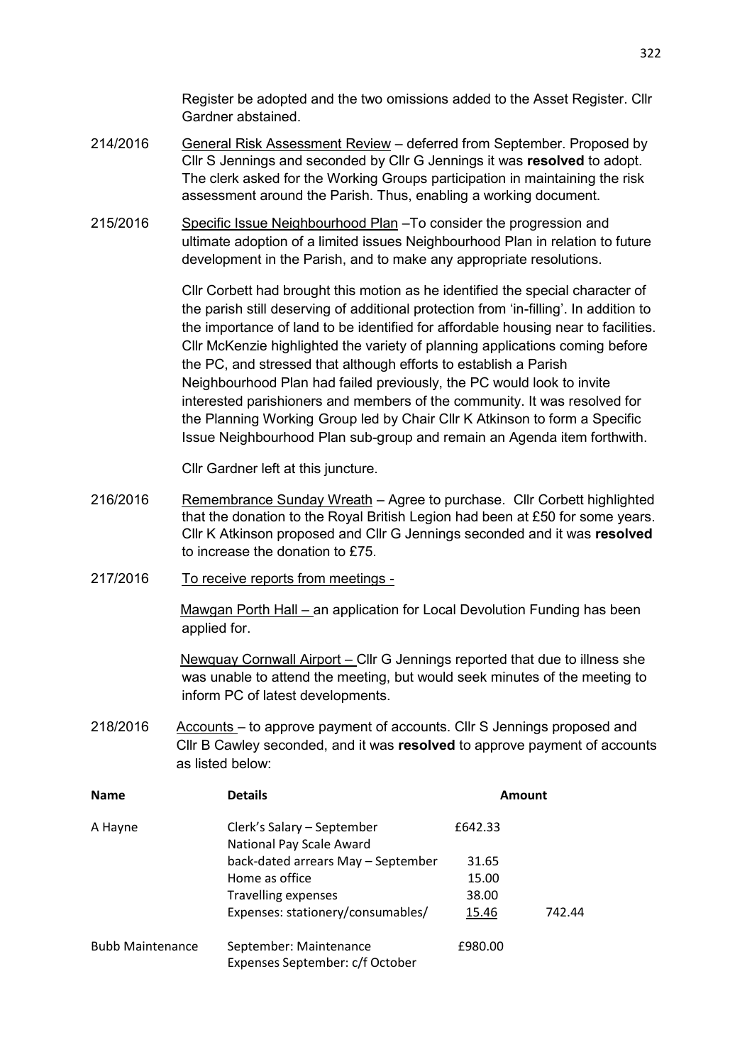Register be adopted and the two omissions added to the Asset Register. Cllr Gardner abstained.

214/2016 General Risk Assessment Review – deferred from September. Proposed by Cllr S Jennings and seconded by Cllr G Jennings it was **resolved** to adopt. The clerk asked for the Working Groups participation in maintaining the risk assessment around the Parish. Thus, enabling a working document.

215/2016 Specific Issue Neighbourhood Plan –To consider the progression and ultimate adoption of a limited issues Neighbourhood Plan in relation to future development in the Parish, and to make any appropriate resolutions.

Cllr Corbett had brought this motion as he identified the special character of the parish still deserving of additional protection from 'in-filling'. In addition to the importance of land to be identified for affordable housing near to facilities. Cllr McKenzie highlighted the variety of planning applications coming before the PC, and stressed that although efforts to establish a Parish Neighbourhood Plan had failed previously, the PC would look to invite interested parishioners and members of the community. It was resolved for the Planning Working Group led by Chair Cllr K Atkinson to form a Specific Issue Neighbourhood Plan sub-group and remain an Agenda item forthwith.

Cllr Gardner left at this juncture.

216/2016 Remembrance Sunday Wreath – Agree to purchase. Cllr Corbett highlighted that the donation to the Royal British Legion had been at £50 for some years. Cllr K Atkinson proposed and Cllr G Jennings seconded and it was **resolved** to increase the donation to £75.

217/2016 To receive reports from meetings -

Mawgan Porth Hall – an application for Local Devolution Funding has been applied for.

Newquay Cornwall Airport – Cllr G Jennings reported that due to illness she was unable to attend the meeting, but would seek minutes of the meeting to inform PC of latest developments.

218/2016 Accounts – to approve payment of accounts. Cllr S Jennings proposed and Cllr B Cawley seconded, and it was **resolved** to approve payment of accounts as listed below:

| Name | Details | Amount | |
|---|---|---|---|
| A Hayne | Clerk's Salary – September | £642.33 | |
| | National Pay Scale Award back-dated arrears May – September | 31.65 | |
| | Home as office | 15.00 | |
| | Travelling expenses | 38.00 | |
| | Expenses: stationery/consumables/ | 15.46 | 742.44 |
| Bubb Maintenance | September: Maintenance | £980.00 | |
| | Expenses September: c/f October | | |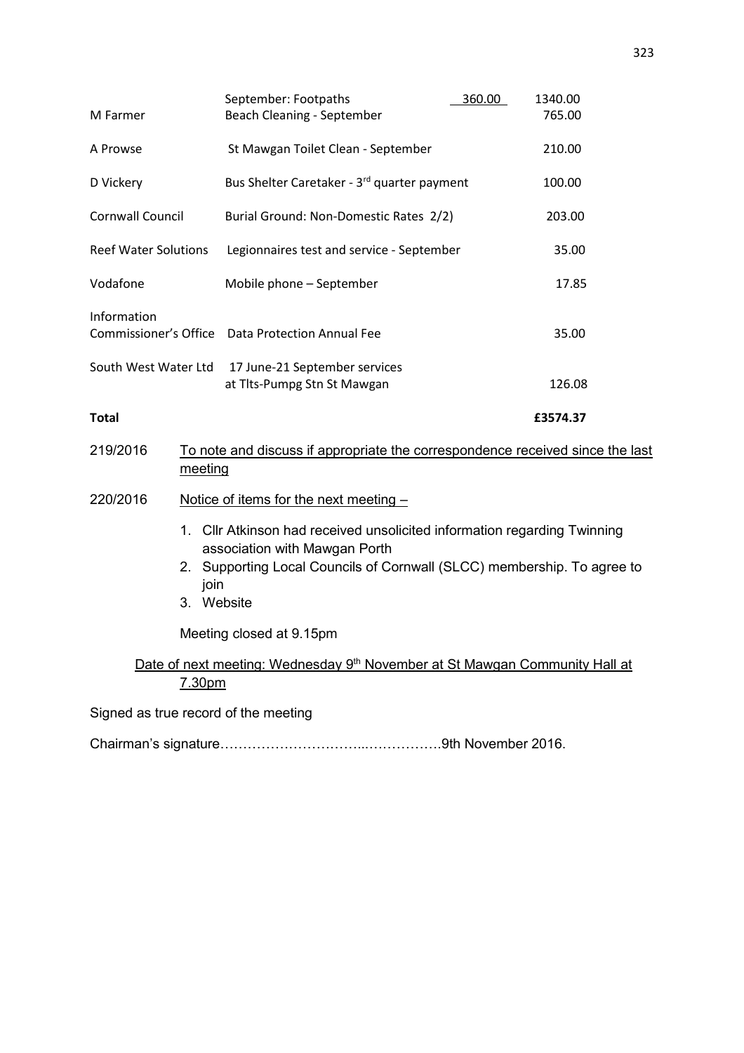| | | | |
|---|---|---|---|
| | September: Footpaths | 360.00 | 1340.00 |
| M Farmer | Beach Cleaning - September | | 765.00 |
| A Prowse | St Mawgan Toilet Clean - September | | 210.00 |
| D Vickery | Bus Shelter Caretaker - 3rd quarter payment | | 100.00 |
| Cornwall Council | Burial Ground: Non-Domestic Rates 2/2) | | 203.00 |
| Reef Water Solutions | Legionnaires test and service - September | | 35.00 |
| Vodafone | Mobile phone – September | | 17.85 |
| Information Commissioner's Office | Data Protection Annual Fee | | 35.00 |
| South West Water Ltd | 17 June-21 September services at Tlts-Pumpg Stn St Mawgan | | 126.08 |
| **Total** | | | **£3574.37** |

219/2016 To note and discuss if appropriate the correspondence received since the last meeting

220/2016 Notice of items for the next meeting –

1. Cllr Atkinson had received unsolicited information regarding Twinning association with Mawgan Porth
2. Supporting Local Councils of Cornwall (SLCC) membership. To agree to join
3. Website

Meeting closed at 9.15pm

Date of next meeting: Wednesday 9th November at St Mawgan Community Hall at 7.30pm

Signed as true record of the meeting

Chairman's signature……………………………..……………..9th November 2016.